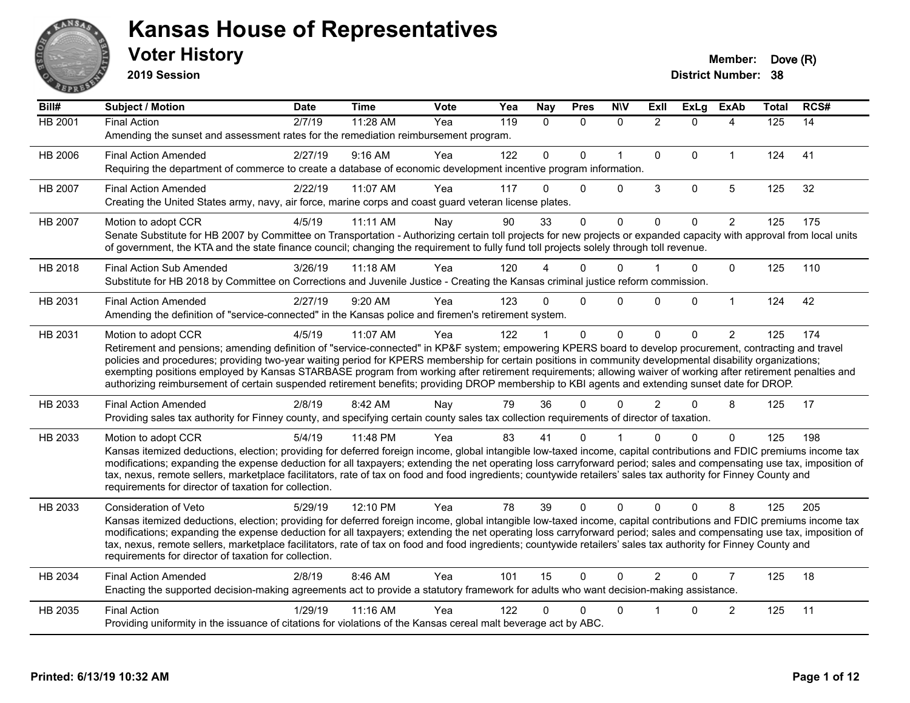# Kansas House of Representatives

## Voter History

**2019 Session**

**Member:** Dove (R)

**District Number:** 38

| Bill# | Subject / Motion | Date | Time | Vote | Yea | Nay | Pres | N\V | ExII | ExLg | ExAb | Total | RCS# |
|---|---|---|---|---|---|---|---|---|---|---|---|---|---|
| HB 2001 | Final Action | 2/7/19 | 11:28 AM | Yea | 119 | 0 | 0 | 0 | 2 | 0 | 4 | 125 | 14 |
| | Amending the sunset and assessment rates for the remediation reimbursement program. | | | | | | | | | | | | |
| HB 2006 | Final Action Amended | 2/27/19 | 9:16 AM | Yea | 122 | 0 | 0 | 1 | 0 | 0 | 1 | 124 | 41 |
| | Requiring the department of commerce to create a database of economic development incentive program information. | | | | | | | | | | | | |
| HB 2007 | Final Action Amended | 2/22/19 | 11:07 AM | Yea | 117 | 0 | 0 | 0 | 3 | 0 | 5 | 125 | 32 |
| | Creating the United States army, navy, air force, marine corps and coast guard veteran license plates. | | | | | | | | | | | | |
| HB 2007 | Motion to adopt CCR | 4/5/19 | 11:11 AM | Nay | 90 | 33 | 0 | 0 | 0 | 0 | 2 | 125 | 175 |
| | Senate Substitute for HB 2007 by Committee on Transportation - Authorizing certain toll projects for new projects or expanded capacity with approval from local units of government, the KTA and the state finance council; changing the requirement to fully fund toll projects solely through toll revenue. | | | | | | | | | | | | |
| HB 2018 | Final Action Sub Amended | 3/26/19 | 11:18 AM | Yea | 120 | 4 | 0 | 0 | 1 | 0 | 0 | 125 | 110 |
| | Substitute for HB 2018 by Committee on Corrections and Juvenile Justice - Creating the Kansas criminal justice reform commission. | | | | | | | | | | | | |
| HB 2031 | Final Action Amended | 2/27/19 | 9:20 AM | Yea | 123 | 0 | 0 | 0 | 0 | 0 | 1 | 124 | 42 |
| | Amending the definition of "service-connected" in the Kansas police and firemen's retirement system. | | | | | | | | | | | | |
| HB 2031 | Motion to adopt CCR | 4/5/19 | 11:07 AM | Yea | 122 | 1 | 0 | 0 | 0 | 0 | 2 | 125 | 174 |
| | Retirement and pensions; amending definition of "service-connected" in KP&F system; empowering KPERS board to develop procurement, contracting and travel policies and procedures; providing two-year waiting period for KPERS membership for certain positions in community developmental disability organizations; exempting positions employed by Kansas STARBASE program from working after retirement requirements; allowing waiver of working after retirement penalties and authorizing reimbursement of certain suspended retirement benefits; providing DROP membership to KBI agents and extending sunset date for DROP. | | | | | | | | | | | | |
| HB 2033 | Final Action Amended | 2/8/19 | 8:42 AM | Nay | 79 | 36 | 0 | 0 | 2 | 0 | 8 | 125 | 17 |
| | Providing sales tax authority for Finney county, and specifying certain county sales tax collection requirements of director of taxation. | | | | | | | | | | | | |
| HB 2033 | Motion to adopt CCR | 5/4/19 | 11:48 PM | Yea | 83 | 41 | 0 | 1 | 0 | 0 | 0 | 125 | 198 |
| | Kansas itemized deductions, election; providing for deferred foreign income, global intangible low-taxed income, capital contributions and FDIC premiums income tax modifications; expanding the expense deduction for all taxpayers; extending the net operating loss carryforward period; sales and compensating use tax, imposition of tax, nexus, remote sellers, marketplace facilitators, rate of tax on food and food ingredients; countywide retailers' sales tax authority for Finney County and requirements for director of taxation for collection. | | | | | | | | | | | | |
| HB 2033 | Consideration of Veto | 5/29/19 | 12:10 PM | Yea | 78 | 39 | 0 | 0 | 0 | 0 | 8 | 125 | 205 |
| | Kansas itemized deductions, election; providing for deferred foreign income, global intangible low-taxed income, capital contributions and FDIC premiums income tax modifications; expanding the expense deduction for all taxpayers; extending the net operating loss carryforward period; sales and compensating use tax, imposition of tax, nexus, remote sellers, marketplace facilitators, rate of tax on food and food ingredients; countywide retailers' sales tax authority for Finney County and requirements for director of taxation for collection. | | | | | | | | | | | | |
| HB 2034 | Final Action Amended | 2/8/19 | 8:46 AM | Yea | 101 | 15 | 0 | 0 | 2 | 0 | 7 | 125 | 18 |
| | Enacting the supported decision-making agreements act to provide a statutory framework for adults who want decision-making assistance. | | | | | | | | | | | | |
| HB 2035 | Final Action | 1/29/19 | 11:16 AM | Yea | 122 | 0 | 0 | 0 | 1 | 0 | 2 | 125 | 11 |
| | Providing uniformity in the issuance of citations for violations of the Kansas cereal malt beverage act by ABC. | | | | | | | | | | | | |

Printed: 6/13/19 10:32 AM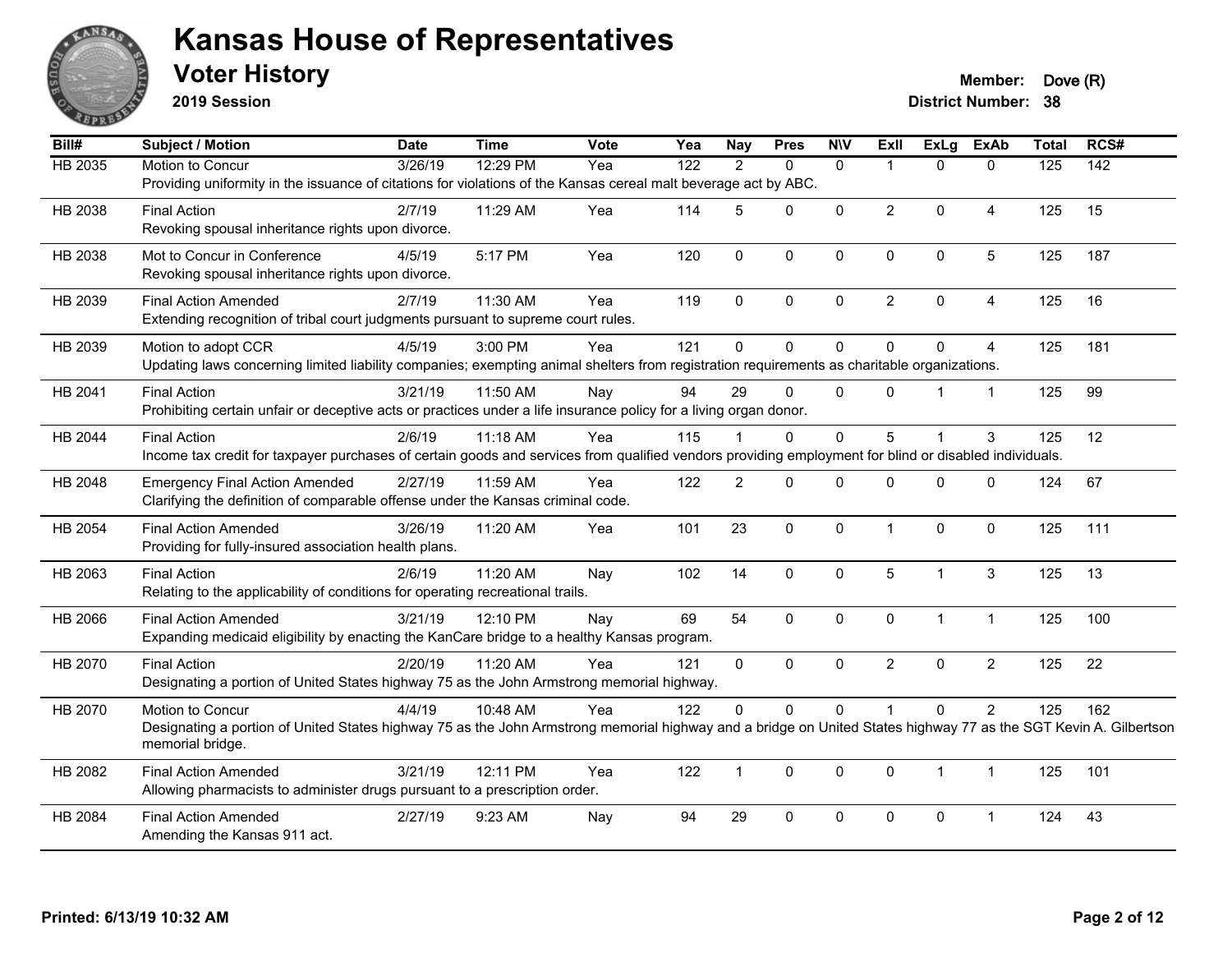# Kansas House of Representatives

## Voter History

**2019 Session**

**Member:** Dove (R)
**District Number:** 38

| Bill# | Subject / Motion | Date | Time | Vote | Yea | Nay | Pres | N\V | ExII | ExLg | ExAb | Total | RCS# |
|---|---|---|---|---|---|---|---|---|---|---|---|---|---|
| HB 2035 | Motion to Concur<br>Providing uniformity in the issuance of citations for violations of the Kansas cereal malt beverage act by ABC. | 3/26/19 | 12:29 PM | Yea | 122 | 2 | 0 | 0 | 1 | 0 | 0 | 125 | 142 |
| HB 2038 | Final Action<br>Revoking spousal inheritance rights upon divorce. | 2/7/19 | 11:29 AM | Yea | 114 | 5 | 0 | 0 | 2 | 0 | 4 | 125 | 15 |
| HB 2038 | Mot to Concur in Conference<br>Revoking spousal inheritance rights upon divorce. | 4/5/19 | 5:17 PM | Yea | 120 | 0 | 0 | 0 | 0 | 0 | 5 | 125 | 187 |
| HB 2039 | Final Action Amended<br>Extending recognition of tribal court judgments pursuant to supreme court rules. | 2/7/19 | 11:30 AM | Yea | 119 | 0 | 0 | 0 | 2 | 0 | 4 | 125 | 16 |
| HB 2039 | Motion to adopt CCR<br>Updating laws concerning limited liability companies; exempting animal shelters from registration requirements as charitable organizations. | 4/5/19 | 3:00 PM | Yea | 121 | 0 | 0 | 0 | 0 | 0 | 4 | 125 | 181 |
| HB 2041 | Final Action<br>Prohibiting certain unfair or deceptive acts or practices under a life insurance policy for a living organ donor. | 3/21/19 | 11:50 AM | Nay | 94 | 29 | 0 | 0 | 0 | 1 | 1 | 125 | 99 |
| HB 2044 | Final Action<br>Income tax credit for taxpayer purchases of certain goods and services from qualified vendors providing employment for blind or disabled individuals. | 2/6/19 | 11:18 AM | Yea | 115 | 1 | 0 | 0 | 5 | 1 | 3 | 125 | 12 |
| HB 2048 | Emergency Final Action Amended<br>Clarifying the definition of comparable offense under the Kansas criminal code. | 2/27/19 | 11:59 AM | Yea | 122 | 2 | 0 | 0 | 0 | 0 | 0 | 124 | 67 |
| HB 2054 | Final Action Amended<br>Providing for fully-insured association health plans. | 3/26/19 | 11:20 AM | Yea | 101 | 23 | 0 | 0 | 1 | 0 | 0 | 125 | 111 |
| HB 2063 | Final Action<br>Relating to the applicability of conditions for operating recreational trails. | 2/6/19 | 11:20 AM | Nay | 102 | 14 | 0 | 0 | 5 | 1 | 3 | 125 | 13 |
| HB 2066 | Final Action Amended<br>Expanding medicaid eligibility by enacting the KanCare bridge to a healthy Kansas program. | 3/21/19 | 12:10 PM | Nay | 69 | 54 | 0 | 0 | 0 | 1 | 1 | 125 | 100 |
| HB 2070 | Final Action<br>Designating a portion of United States highway 75 as the John Armstrong memorial highway. | 2/20/19 | 11:20 AM | Yea | 121 | 0 | 0 | 0 | 2 | 0 | 2 | 125 | 22 |
| HB 2070 | Motion to Concur<br>Designating a portion of United States highway 75 as the John Armstrong memorial highway and a bridge on United States highway 77 as the SGT Kevin A. Gilbertson memorial bridge. | 4/4/19 | 10:48 AM | Yea | 122 | 0 | 0 | 0 | 1 | 0 | 2 | 125 | 162 |
| HB 2082 | Final Action Amended<br>Allowing pharmacists to administer drugs pursuant to a prescription order. | 3/21/19 | 12:11 PM | Yea | 122 | 1 | 0 | 0 | 0 | 1 | 1 | 125 | 101 |
| HB 2084 | Final Action Amended<br>Amending the Kansas 911 act. | 2/27/19 | 9:23 AM | Nay | 94 | 29 | 0 | 0 | 0 | 0 | 1 | 124 | 43 |

**Printed: 6/13/19 10:32 AM**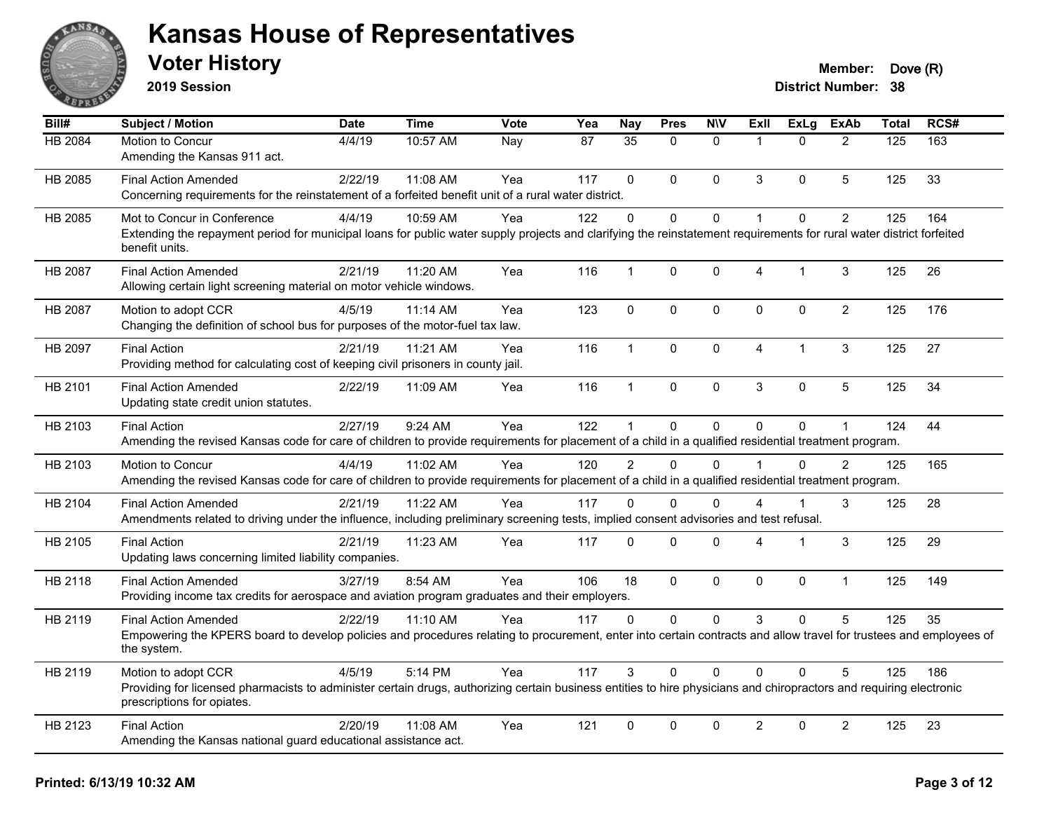# Kansas House of Representatives

## Voter History

**2019 Session**

**Member:** Dove (R)
**District Number:** 38

| Bill# | Subject / Motion | Date | Time | Vote | Yea | Nay | Pres | N\V | ExII | ExLg | ExAb | Total | RCS# |
|---|---|---|---|---|---|---|---|---|---|---|---|---|---|
| HB 2084 | Motion to Concur<br>Amending the Kansas 911 act. | 4/4/19 | 10:57 AM | Nay | 87 | 35 | 0 | 0 | 1 | 0 | 2 | 125 | 163 |
| HB 2085 | Final Action Amended<br>Concerning requirements for the reinstatement of a forfeited benefit unit of a rural water district. | 2/22/19 | 11:08 AM | Yea | 117 | 0 | 0 | 0 | 3 | 0 | 5 | 125 | 33 |
| HB 2085 | Mot to Concur in Conference<br>Extending the repayment period for municipal loans for public water supply projects and clarifying the reinstatement requirements for rural water district forfeited benefit units. | 4/4/19 | 10:59 AM | Yea | 122 | 0 | 0 | 0 | 1 | 0 | 2 | 125 | 164 |
| HB 2087 | Final Action Amended<br>Allowing certain light screening material on motor vehicle windows. | 2/21/19 | 11:20 AM | Yea | 116 | 1 | 0 | 0 | 4 | 1 | 3 | 125 | 26 |
| HB 2087 | Motion to adopt CCR<br>Changing the definition of school bus for purposes of the motor-fuel tax law. | 4/5/19 | 11:14 AM | Yea | 123 | 0 | 0 | 0 | 0 | 0 | 2 | 125 | 176 |
| HB 2097 | Final Action<br>Providing method for calculating cost of keeping civil prisoners in county jail. | 2/21/19 | 11:21 AM | Yea | 116 | 1 | 0 | 0 | 4 | 1 | 3 | 125 | 27 |
| HB 2101 | Final Action Amended<br>Updating state credit union statutes. | 2/22/19 | 11:09 AM | Yea | 116 | 1 | 0 | 0 | 3 | 0 | 5 | 125 | 34 |
| HB 2103 | Final Action<br>Amending the revised Kansas code for care of children to provide requirements for placement of a child in a qualified residential treatment program. | 2/27/19 | 9:24 AM | Yea | 122 | 1 | 0 | 0 | 0 | 0 | 1 | 124 | 44 |
| HB 2103 | Motion to Concur<br>Amending the revised Kansas code for care of children to provide requirements for placement of a child in a qualified residential treatment program. | 4/4/19 | 11:02 AM | Yea | 120 | 2 | 0 | 0 | 1 | 0 | 2 | 125 | 165 |
| HB 2104 | Final Action Amended<br>Amendments related to driving under the influence, including preliminary screening tests, implied consent advisories and test refusal. | 2/21/19 | 11:22 AM | Yea | 117 | 0 | 0 | 0 | 4 | 1 | 3 | 125 | 28 |
| HB 2105 | Final Action<br>Updating laws concerning limited liability companies. | 2/21/19 | 11:23 AM | Yea | 117 | 0 | 0 | 0 | 4 | 1 | 3 | 125 | 29 |
| HB 2118 | Final Action Amended<br>Providing income tax credits for aerospace and aviation program graduates and their employers. | 3/27/19 | 8:54 AM | Yea | 106 | 18 | 0 | 0 | 0 | 0 | 1 | 125 | 149 |
| HB 2119 | Final Action Amended<br>Empowering the KPERS board to develop policies and procedures relating to procurement, enter into certain contracts and allow travel for trustees and employees of the system. | 2/22/19 | 11:10 AM | Yea | 117 | 0 | 0 | 0 | 3 | 0 | 5 | 125 | 35 |
| HB 2119 | Motion to adopt CCR<br>Providing for licensed pharmacists to administer certain drugs, authorizing certain business entities to hire physicians and chiropractors and requiring electronic prescriptions for opiates. | 4/5/19 | 5:14 PM | Yea | 117 | 3 | 0 | 0 | 0 | 0 | 5 | 125 | 186 |
| HB 2123 | Final Action<br>Amending the Kansas national guard educational assistance act. | 2/20/19 | 11:08 AM | Yea | 121 | 0 | 0 | 0 | 2 | 0 | 2 | 125 | 23 |

Printed: 6/13/19 10:32 AM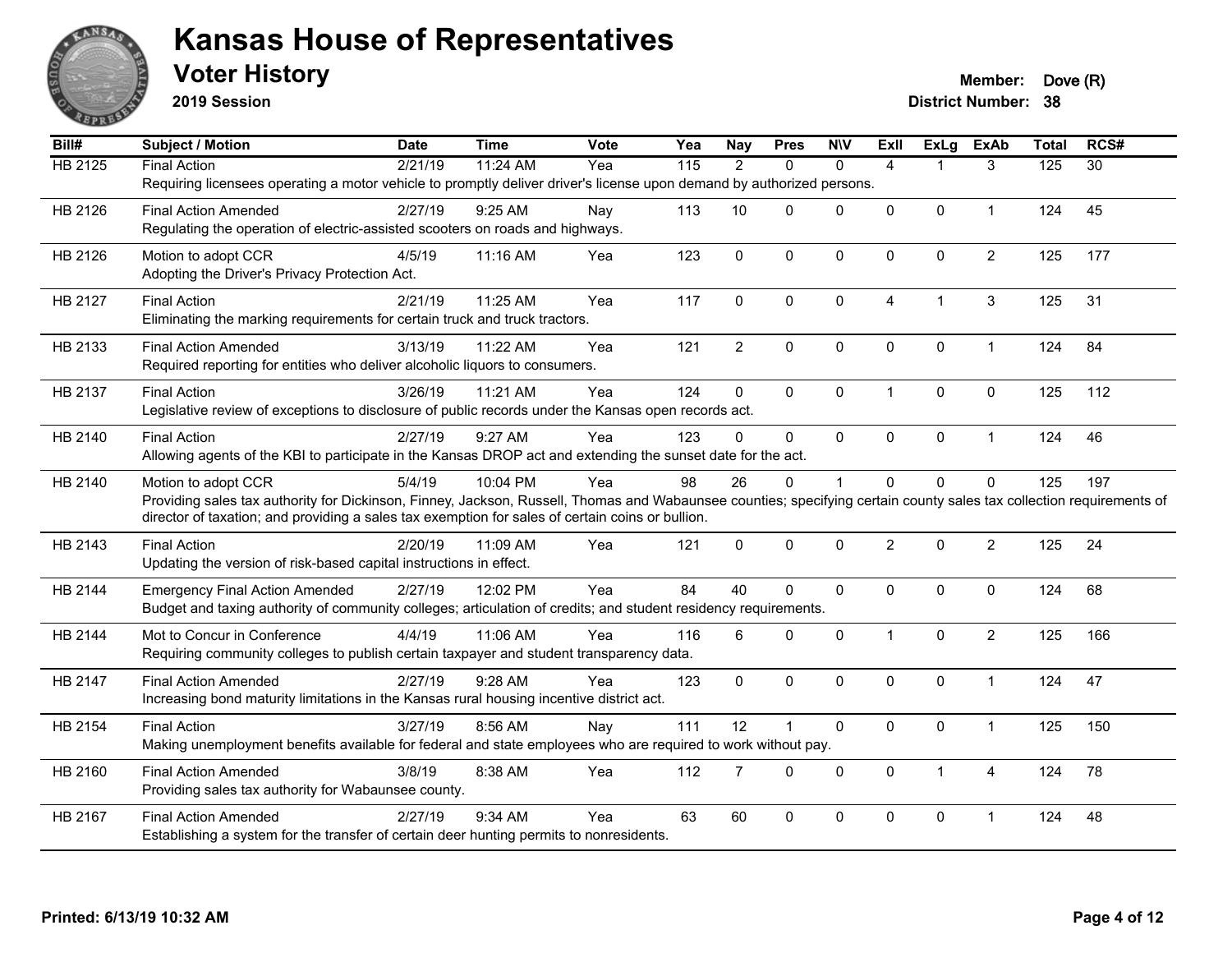# Kansas House of Representatives

## Voter History

**2019 Session**

**Member:** Dove (R)
**District Number:** 38

| Bill# | Subject / Motion | Date | Time | Vote | Yea | Nay | Pres | N\V | ExII | ExLg | ExAb | Total | RCS# |
|---|---|---|---|---|---|---|---|---|---|---|---|---|---|
| HB 2125 | Final Action | 2/21/19 | 11:24 AM | Yea | 115 | 2 | 0 | 0 | 4 | 1 | 3 | 125 | 30 |
| | Requiring licensees operating a motor vehicle to promptly deliver driver's license upon demand by authorized persons. | | | | | | | | | | | | |
| HB 2126 | Final Action Amended | 2/27/19 | 9:25 AM | Nay | 113 | 10 | 0 | 0 | 0 | 0 | 1 | 124 | 45 |
| | Regulating the operation of electric-assisted scooters on roads and highways. | | | | | | | | | | | | |
| HB 2126 | Motion to adopt CCR | 4/5/19 | 11:16 AM | Yea | 123 | 0 | 0 | 0 | 0 | 0 | 2 | 125 | 177 |
| | Adopting the Driver's Privacy Protection Act. | | | | | | | | | | | | |
| HB 2127 | Final Action | 2/21/19 | 11:25 AM | Yea | 117 | 0 | 0 | 0 | 4 | 1 | 3 | 125 | 31 |
| | Eliminating the marking requirements for certain truck and truck tractors. | | | | | | | | | | | | |
| HB 2133 | Final Action Amended | 3/13/19 | 11:22 AM | Yea | 121 | 2 | 0 | 0 | 0 | 0 | 1 | 124 | 84 |
| | Required reporting for entities who deliver alcoholic liquors to consumers. | | | | | | | | | | | | |
| HB 2137 | Final Action | 3/26/19 | 11:21 AM | Yea | 124 | 0 | 0 | 0 | 1 | 0 | 0 | 125 | 112 |
| | Legislative review of exceptions to disclosure of public records under the Kansas open records act. | | | | | | | | | | | | |
| HB 2140 | Final Action | 2/27/19 | 9:27 AM | Yea | 123 | 0 | 0 | 0 | 0 | 0 | 1 | 124 | 46 |
| | Allowing agents of the KBI to participate in the Kansas DROP act and extending the sunset date for the act. | | | | | | | | | | | | |
| HB 2140 | Motion to adopt CCR | 5/4/19 | 10:04 PM | Yea | 98 | 26 | 0 | 1 | 0 | 0 | 0 | 125 | 197 |
| | Providing sales tax authority for Dickinson, Finney, Jackson, Russell, Thomas and Wabaunsee counties; specifying certain county sales tax collection requirements of director of taxation; and providing a sales tax exemption for sales of certain coins or bullion. | | | | | | | | | | | | |
| HB 2143 | Final Action | 2/20/19 | 11:09 AM | Yea | 121 | 0 | 0 | 0 | 2 | 0 | 2 | 125 | 24 |
| | Updating the version of risk-based capital instructions in effect. | | | | | | | | | | | | |
| HB 2144 | Emergency Final Action Amended | 2/27/19 | 12:02 PM | Yea | 84 | 40 | 0 | 0 | 0 | 0 | 0 | 124 | 68 |
| | Budget and taxing authority of community colleges; articulation of credits; and student residency requirements. | | | | | | | | | | | | |
| HB 2144 | Mot to Concur in Conference | 4/4/19 | 11:06 AM | Yea | 116 | 6 | 0 | 0 | 1 | 0 | 2 | 125 | 166 |
| | Requiring community colleges to publish certain taxpayer and student transparency data. | | | | | | | | | | | | |
| HB 2147 | Final Action Amended | 2/27/19 | 9:28 AM | Yea | 123 | 0 | 0 | 0 | 0 | 0 | 1 | 124 | 47 |
| | Increasing bond maturity limitations in the Kansas rural housing incentive district act. | | | | | | | | | | | | |
| HB 2154 | Final Action | 3/27/19 | 8:56 AM | Nay | 111 | 12 | 1 | 0 | 0 | 0 | 1 | 125 | 150 |
| | Making unemployment benefits available for federal and state employees who are required to work without pay. | | | | | | | | | | | | |
| HB 2160 | Final Action Amended | 3/8/19 | 8:38 AM | Yea | 112 | 7 | 0 | 0 | 0 | 1 | 4 | 124 | 78 |
| | Providing sales tax authority for Wabaunsee county. | | | | | | | | | | | | |
| HB 2167 | Final Action Amended | 2/27/19 | 9:34 AM | Yea | 63 | 60 | 0 | 0 | 0 | 0 | 1 | 124 | 48 |
| | Establishing a system for the transfer of certain deer hunting permits to nonresidents. | | | | | | | | | | | | |

**Printed: 6/13/19 10:32 AM**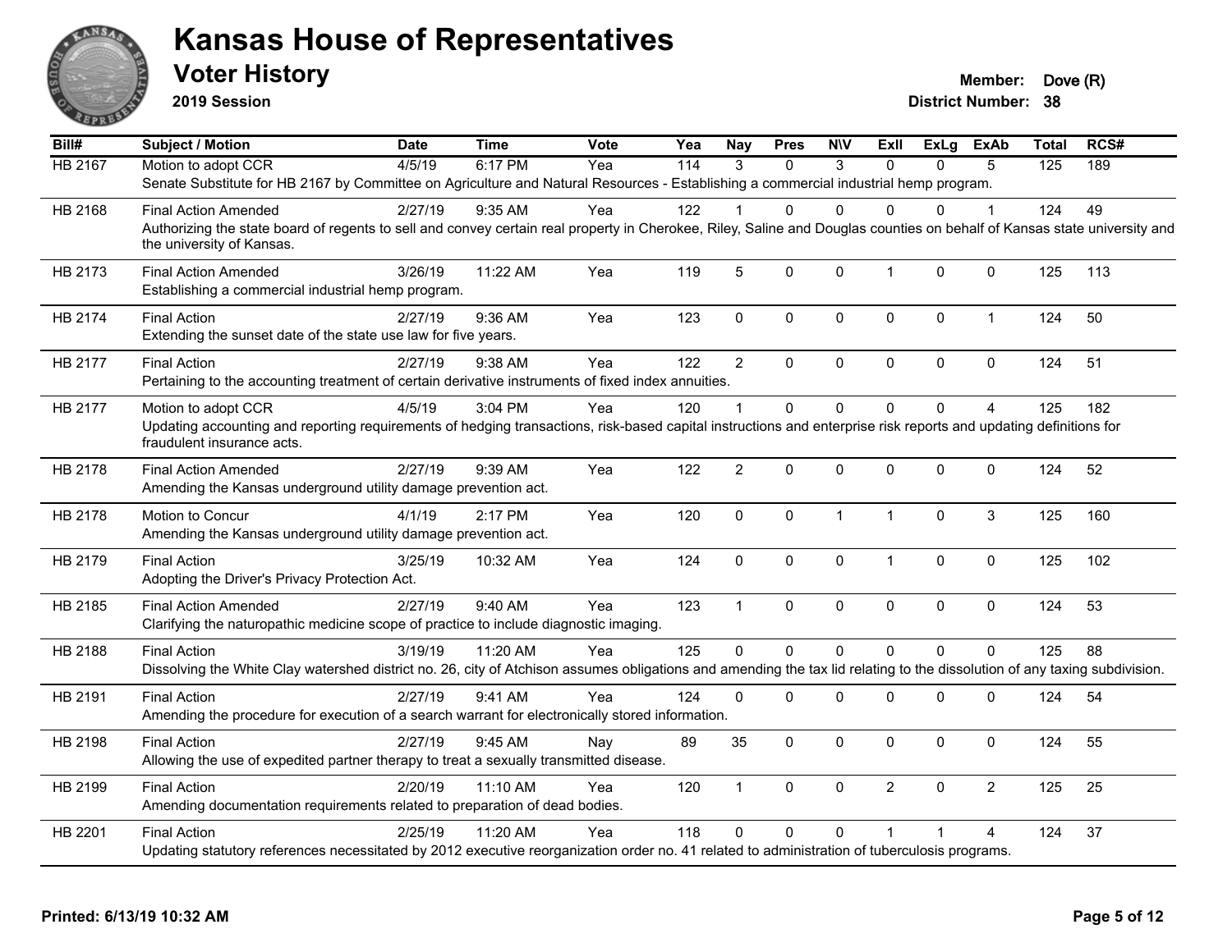# Kansas House of Representatives

## Voter History

**2019 Session**

**Member:** Dove (R)

**District Number:** 38

| Bill# | Subject / Motion | Date | Time | Vote | Yea | Nay | Pres | N\V | ExII | ExLg | ExAb | Total | RCS# |
|---|---|---|---|---|---|---|---|---|---|---|---|---|---|
| HB 2167 | Motion to adopt CCR | 4/5/19 | 6:17 PM | Yea | 114 | 3 | 0 | 3 | 0 | 0 | 5 | 125 | 189 |
| | Senate Substitute for HB 2167 by Committee on Agriculture and Natural Resources - Establishing a commercial industrial hemp program. | | | | | | | | | | | | |
| HB 2168 | Final Action Amended | 2/27/19 | 9:35 AM | Yea | 122 | 1 | 0 | 0 | 0 | 0 | 1 | 124 | 49 |
| | Authorizing the state board of regents to sell and convey certain real property in Cherokee, Riley, Saline and Douglas counties on behalf of Kansas state university and the university of Kansas. | | | | | | | | | | | | |
| HB 2173 | Final Action Amended | 3/26/19 | 11:22 AM | Yea | 119 | 5 | 0 | 0 | 1 | 0 | 0 | 125 | 113 |
| | Establishing a commercial industrial hemp program. | | | | | | | | | | | | |
| HB 2174 | Final Action | 2/27/19 | 9:36 AM | Yea | 123 | 0 | 0 | 0 | 0 | 0 | 1 | 124 | 50 |
| | Extending the sunset date of the state use law for five years. | | | | | | | | | | | | |
| HB 2177 | Final Action | 2/27/19 | 9:38 AM | Yea | 122 | 2 | 0 | 0 | 0 | 0 | 0 | 124 | 51 |
| | Pertaining to the accounting treatment of certain derivative instruments of fixed index annuities. | | | | | | | | | | | | |
| HB 2177 | Motion to adopt CCR | 4/5/19 | 3:04 PM | Yea | 120 | 1 | 0 | 0 | 0 | 0 | 4 | 125 | 182 |
| | Updating accounting and reporting requirements of hedging transactions, risk-based capital instructions and enterprise risk reports and updating definitions for fraudulent insurance acts. | | | | | | | | | | | | |
| HB 2178 | Final Action Amended | 2/27/19 | 9:39 AM | Yea | 122 | 2 | 0 | 0 | 0 | 0 | 0 | 124 | 52 |
| | Amending the Kansas underground utility damage prevention act. | | | | | | | | | | | | |
| HB 2178 | Motion to Concur | 4/1/19 | 2:17 PM | Yea | 120 | 0 | 0 | 1 | 1 | 0 | 3 | 125 | 160 |
| | Amending the Kansas underground utility damage prevention act. | | | | | | | | | | | | |
| HB 2179 | Final Action | 3/25/19 | 10:32 AM | Yea | 124 | 0 | 0 | 0 | 1 | 0 | 0 | 125 | 102 |
| | Adopting the Driver's Privacy Protection Act. | | | | | | | | | | | | |
| HB 2185 | Final Action Amended | 2/27/19 | 9:40 AM | Yea | 123 | 1 | 0 | 0 | 0 | 0 | 0 | 124 | 53 |
| | Clarifying the naturopathic medicine scope of practice to include diagnostic imaging. | | | | | | | | | | | | |
| HB 2188 | Final Action | 3/19/19 | 11:20 AM | Yea | 125 | 0 | 0 | 0 | 0 | 0 | 0 | 125 | 88 |
| | Dissolving the White Clay watershed district no. 26, city of Atchison assumes obligations and amending the tax lid relating to the dissolution of any taxing subdivision. | | | | | | | | | | | | |
| HB 2191 | Final Action | 2/27/19 | 9:41 AM | Yea | 124 | 0 | 0 | 0 | 0 | 0 | 0 | 124 | 54 |
| | Amending the procedure for execution of a search warrant for electronically stored information. | | | | | | | | | | | | |
| HB 2198 | Final Action | 2/27/19 | 9:45 AM | Nay | 89 | 35 | 0 | 0 | 0 | 0 | 0 | 124 | 55 |
| | Allowing the use of expedited partner therapy to treat a sexually transmitted disease. | | | | | | | | | | | | |
| HB 2199 | Final Action | 2/20/19 | 11:10 AM | Yea | 120 | 1 | 0 | 0 | 2 | 0 | 2 | 125 | 25 |
| | Amending documentation requirements related to preparation of dead bodies. | | | | | | | | | | | | |
| HB 2201 | Final Action | 2/25/19 | 11:20 AM | Yea | 118 | 0 | 0 | 0 | 1 | 1 | 4 | 124 | 37 |
| | Updating statutory references necessitated by 2012 executive reorganization order no. 41 related to administration of tuberculosis programs. | | | | | | | | | | | | |

**Printed: 6/13/19 10:32 AM**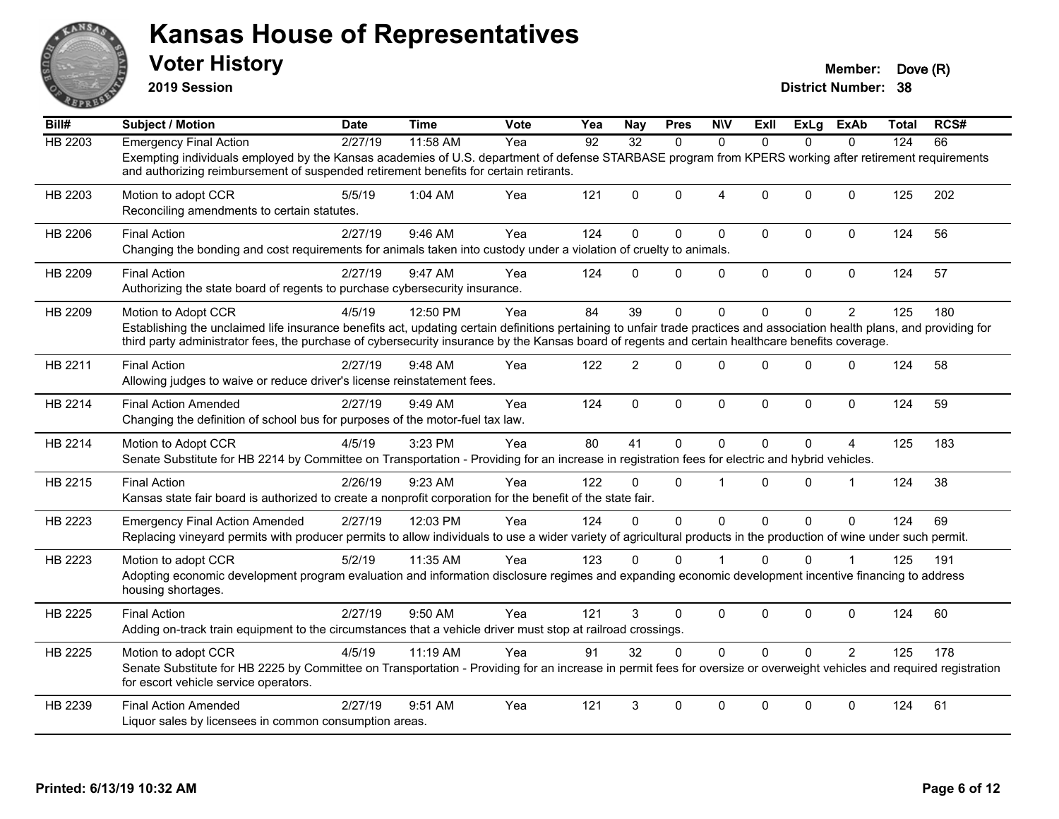# Kansas House of Representatives

## Voter History

**2019 Session**

**Member:** Dove (R)
**District Number:** 38

| Bill# | Subject / Motion | Date | Time | Vote | Yea | Nay | Pres | N\V | ExII | ExLg | ExAb | Total | RCS# |
|---|---|---|---|---|---|---|---|---|---|---|---|---|---|
| HB 2203 | Emergency Final Action | 2/27/19 | 11:58 AM | Yea | 92 | 32 | 0 | 0 | 0 | 0 | 0 | 124 | 66 |
| | Exempting individuals employed by the Kansas academies of U.S. department of defense STARBASE program from KPERS working after retirement requirements and authorizing reimbursement of suspended retirement benefits for certain retirants. | | | | | | | | | | | | |
| HB 2203 | Motion to adopt CCR | 5/5/19 | 1:04 AM | Yea | 121 | 0 | 0 | 4 | 0 | 0 | 0 | 125 | 202 |
| | Reconciling amendments to certain statutes. | | | | | | | | | | | | |
| HB 2206 | Final Action | 2/27/19 | 9:46 AM | Yea | 124 | 0 | 0 | 0 | 0 | 0 | 0 | 124 | 56 |
| | Changing the bonding and cost requirements for animals taken into custody under a violation of cruelty to animals. | | | | | | | | | | | | |
| HB 2209 | Final Action | 2/27/19 | 9:47 AM | Yea | 124 | 0 | 0 | 0 | 0 | 0 | 0 | 124 | 57 |
| | Authorizing the state board of regents to purchase cybersecurity insurance. | | | | | | | | | | | | |
| HB 2209 | Motion to Adopt CCR | 4/5/19 | 12:50 PM | Yea | 84 | 39 | 0 | 0 | 0 | 0 | 2 | 125 | 180 |
| | Establishing the unclaimed life insurance benefits act, updating certain definitions pertaining to unfair trade practices and association health plans, and providing for third party administrator fees, the purchase of cybersecurity insurance by the Kansas board of regents and certain healthcare benefits coverage. | | | | | | | | | | | | |
| HB 2211 | Final Action | 2/27/19 | 9:48 AM | Yea | 122 | 2 | 0 | 0 | 0 | 0 | 0 | 124 | 58 |
| | Allowing judges to waive or reduce driver's license reinstatement fees. | | | | | | | | | | | | |
| HB 2214 | Final Action Amended | 2/27/19 | 9:49 AM | Yea | 124 | 0 | 0 | 0 | 0 | 0 | 0 | 124 | 59 |
| | Changing the definition of school bus for purposes of the motor-fuel tax law. | | | | | | | | | | | | |
| HB 2214 | Motion to Adopt CCR | 4/5/19 | 3:23 PM | Yea | 80 | 41 | 0 | 0 | 0 | 0 | 4 | 125 | 183 |
| | Senate Substitute for HB 2214 by Committee on Transportation - Providing for an increase in registration fees for electric and hybrid vehicles. | | | | | | | | | | | | |
| HB 2215 | Final Action | 2/26/19 | 9:23 AM | Yea | 122 | 0 | 0 | 1 | 0 | 0 | 1 | 124 | 38 |
| | Kansas state fair board is authorized to create a nonprofit corporation for the benefit of the state fair. | | | | | | | | | | | | |
| HB 2223 | Emergency Final Action Amended | 2/27/19 | 12:03 PM | Yea | 124 | 0 | 0 | 0 | 0 | 0 | 0 | 124 | 69 |
| | Replacing vineyard permits with producer permits to allow individuals to use a wider variety of agricultural products in the production of wine under such permit. | | | | | | | | | | | | |
| HB 2223 | Motion to adopt CCR | 5/2/19 | 11:35 AM | Yea | 123 | 0 | 0 | 1 | 0 | 0 | 1 | 125 | 191 |
| | Adopting economic development program evaluation and information disclosure regimes and expanding economic development incentive financing to address housing shortages. | | | | | | | | | | | | |
| HB 2225 | Final Action | 2/27/19 | 9:50 AM | Yea | 121 | 3 | 0 | 0 | 0 | 0 | 0 | 124 | 60 |
| | Adding on-track train equipment to the circumstances that a vehicle driver must stop at railroad crossings. | | | | | | | | | | | | |
| HB 2225 | Motion to adopt CCR | 4/5/19 | 11:19 AM | Yea | 91 | 32 | 0 | 0 | 0 | 0 | 2 | 125 | 178 |
| | Senate Substitute for HB 2225 by Committee on Transportation - Providing for an increase in permit fees for oversize or overweight vehicles and required registration for escort vehicle service operators. | | | | | | | | | | | | |
| HB 2239 | Final Action Amended | 2/27/19 | 9:51 AM | Yea | 121 | 3 | 0 | 0 | 0 | 0 | 0 | 124 | 61 |
| | Liquor sales by licensees in common consumption areas. | | | | | | | | | | | | |

**Printed: 6/13/19 10:32 AM**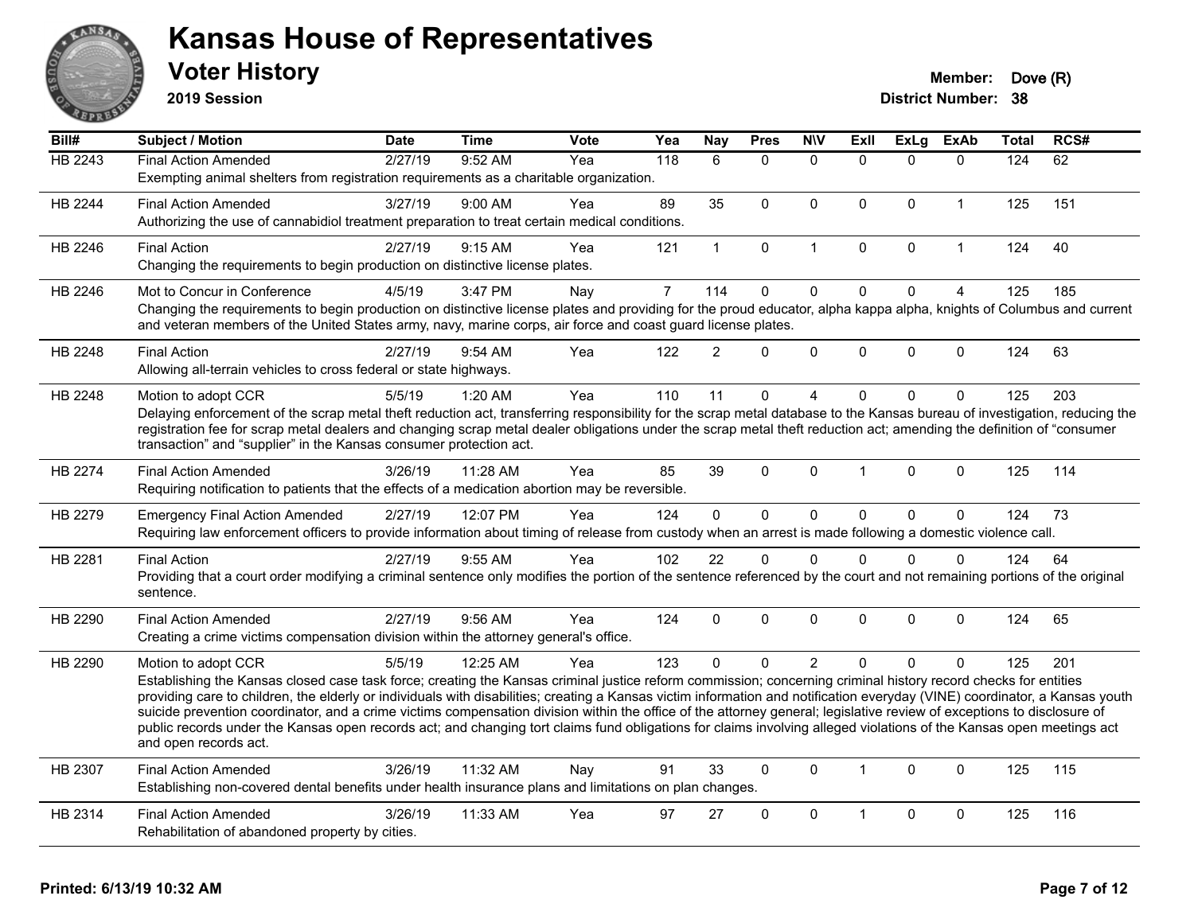# Kansas House of Representatives

## Voter History

**2019 Session**

**Member:** Dove (R)
**District Number:** 38

| Bill# | Subject / Motion | Date | Time | Vote | Yea | Nay | Pres | N\V | ExII | ExLg | ExAb | Total | RCS# |
|---|---|---|---|---|---|---|---|---|---|---|---|---|---|
| HB 2243 | Final Action Amended | 2/27/19 | 9:52 AM | Yea | 118 | 6 | 0 | 0 | 0 | 0 | 0 | 124 | 62 |
| | Exempting animal shelters from registration requirements as a charitable organization. | | | | | | | | | | | | |
| HB 2244 | Final Action Amended | 3/27/19 | 9:00 AM | Yea | 89 | 35 | 0 | 0 | 0 | 0 | 1 | 125 | 151 |
| | Authorizing the use of cannabidiol treatment preparation to treat certain medical conditions. | | | | | | | | | | | | |
| HB 2246 | Final Action | 2/27/19 | 9:15 AM | Yea | 121 | 1 | 0 | 1 | 0 | 0 | 1 | 124 | 40 |
| | Changing the requirements to begin production on distinctive license plates. | | | | | | | | | | | | |
| HB 2246 | Mot to Concur in Conference | 4/5/19 | 3:47 PM | Nay | 7 | 114 | 0 | 0 | 0 | 0 | 4 | 125 | 185 |
| | Changing the requirements to begin production on distinctive license plates and providing for the proud educator, alpha kappa alpha, knights of Columbus and current and veteran members of the United States army, navy, marine corps, air force and coast guard license plates. | | | | | | | | | | | | |
| HB 2248 | Final Action | 2/27/19 | 9:54 AM | Yea | 122 | 2 | 0 | 0 | 0 | 0 | 0 | 124 | 63 |
| | Allowing all-terrain vehicles to cross federal or state highways. | | | | | | | | | | | | |
| HB 2248 | Motion to adopt CCR | 5/5/19 | 1:20 AM | Yea | 110 | 11 | 0 | 4 | 0 | 0 | 0 | 125 | 203 |
| | Delaying enforcement of the scrap metal theft reduction act, transferring responsibility for the scrap metal database to the Kansas bureau of investigation, reducing the registration fee for scrap metal dealers and changing scrap metal dealer obligations under the scrap metal theft reduction act; amending the definition of "consumer transaction" and "supplier" in the Kansas consumer protection act. | | | | | | | | | | | | |
| HB 2274 | Final Action Amended | 3/26/19 | 11:28 AM | Yea | 85 | 39 | 0 | 0 | 1 | 0 | 0 | 125 | 114 |
| | Requiring notification to patients that the effects of a medication abortion may be reversible. | | | | | | | | | | | | |
| HB 2279 | Emergency Final Action Amended | 2/27/19 | 12:07 PM | Yea | 124 | 0 | 0 | 0 | 0 | 0 | 0 | 124 | 73 |
| | Requiring law enforcement officers to provide information about timing of release from custody when an arrest is made following a domestic violence call. | | | | | | | | | | | | |
| HB 2281 | Final Action | 2/27/19 | 9:55 AM | Yea | 102 | 22 | 0 | 0 | 0 | 0 | 0 | 124 | 64 |
| | Providing that a court order modifying a criminal sentence only modifies the portion of the sentence referenced by the court and not remaining portions of the original sentence. | | | | | | | | | | | | |
| HB 2290 | Final Action Amended | 2/27/19 | 9:56 AM | Yea | 124 | 0 | 0 | 0 | 0 | 0 | 0 | 124 | 65 |
| | Creating a crime victims compensation division within the attorney general's office. | | | | | | | | | | | | |
| HB 2290 | Motion to adopt CCR | 5/5/19 | 12:25 AM | Yea | 123 | 0 | 0 | 2 | 0 | 0 | 0 | 125 | 201 |
| | Establishing the Kansas closed case task force; creating the Kansas criminal justice reform commission; concerning criminal history record checks for entities providing care to children, the elderly or individuals with disabilities; creating a Kansas victim information and notification everyday (VINE) coordinator, a Kansas youth suicide prevention coordinator, and a crime victims compensation division within the office of the attorney general; legislative review of exceptions to disclosure of public records under the Kansas open records act; and changing tort claims fund obligations for claims involving alleged violations of the Kansas open meetings act and open records act. | | | | | | | | | | | | |
| HB 2307 | Final Action Amended | 3/26/19 | 11:32 AM | Nay | 91 | 33 | 0 | 0 | 1 | 0 | 0 | 125 | 115 |
| | Establishing non-covered dental benefits under health insurance plans and limitations on plan changes. | | | | | | | | | | | | |
| HB 2314 | Final Action Amended | 3/26/19 | 11:33 AM | Yea | 97 | 27 | 0 | 0 | 1 | 0 | 0 | 125 | 116 |
| | Rehabilitation of abandoned property by cities. | | | | | | | | | | | | |

**Printed: 6/13/19 10:32 AM**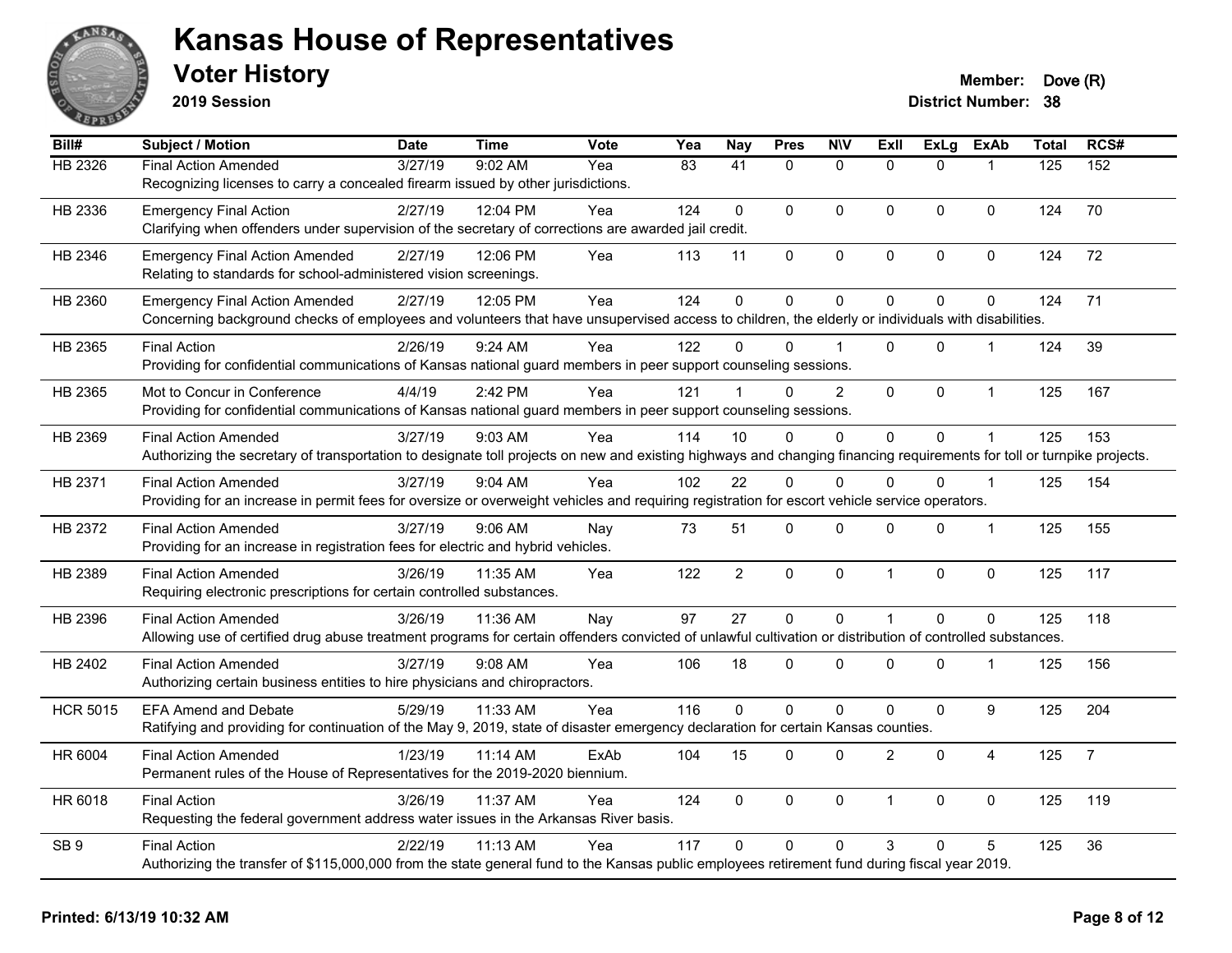# Kansas House of Representatives

## Voter History

**2019 Session**

**Member:** Dove (R)
**District Number:** 38

| Bill# | Subject / Motion | Date | Time | Vote | Yea | Nay | Pres | N\V | ExII | ExLg | ExAb | Total | RCS# |
|---|---|---|---|---|---|---|---|---|---|---|---|---|---|
| HB 2326 | Final Action Amended | 3/27/19 | 9:02 AM | Yea | 83 | 41 | 0 | 0 | 0 | 0 | 1 | 125 | 152 |
| | Recognizing licenses to carry a concealed firearm issued by other jurisdictions. | | | | | | | | | | | | |
| HB 2336 | Emergency Final Action | 2/27/19 | 12:04 PM | Yea | 124 | 0 | 0 | 0 | 0 | 0 | 0 | 124 | 70 |
| | Clarifying when offenders under supervision of the secretary of corrections are awarded jail credit. | | | | | | | | | | | | |
| HB 2346 | Emergency Final Action Amended | 2/27/19 | 12:06 PM | Yea | 113 | 11 | 0 | 0 | 0 | 0 | 0 | 124 | 72 |
| | Relating to standards for school-administered vision screenings. | | | | | | | | | | | | |
| HB 2360 | Emergency Final Action Amended | 2/27/19 | 12:05 PM | Yea | 124 | 0 | 0 | 0 | 0 | 0 | 0 | 124 | 71 |
| | Concerning background checks of employees and volunteers that have unsupervised access to children, the elderly or individuals with disabilities. | | | | | | | | | | | | |
| HB 2365 | Final Action | 2/26/19 | 9:24 AM | Yea | 122 | 0 | 0 | 1 | 0 | 0 | 1 | 124 | 39 |
| | Providing for confidential communications of Kansas national guard members in peer support counseling sessions. | | | | | | | | | | | | |
| HB 2365 | Mot to Concur in Conference | 4/4/19 | 2:42 PM | Yea | 121 | 1 | 0 | 2 | 0 | 0 | 1 | 125 | 167 |
| | Providing for confidential communications of Kansas national guard members in peer support counseling sessions. | | | | | | | | | | | | |
| HB 2369 | Final Action Amended | 3/27/19 | 9:03 AM | Yea | 114 | 10 | 0 | 0 | 0 | 0 | 1 | 125 | 153 |
| | Authorizing the secretary of transportation to designate toll projects on new and existing highways and changing financing requirements for toll or turnpike projects. | | | | | | | | | | | | |
| HB 2371 | Final Action Amended | 3/27/19 | 9:04 AM | Yea | 102 | 22 | 0 | 0 | 0 | 0 | 1 | 125 | 154 |
| | Providing for an increase in permit fees for oversize or overweight vehicles and requiring registration for escort vehicle service operators. | | | | | | | | | | | | |
| HB 2372 | Final Action Amended | 3/27/19 | 9:06 AM | Nay | 73 | 51 | 0 | 0 | 0 | 0 | 1 | 125 | 155 |
| | Providing for an increase in registration fees for electric and hybrid vehicles. | | | | | | | | | | | | |
| HB 2389 | Final Action Amended | 3/26/19 | 11:35 AM | Yea | 122 | 2 | 0 | 0 | 1 | 0 | 0 | 125 | 117 |
| | Requiring electronic prescriptions for certain controlled substances. | | | | | | | | | | | | |
| HB 2396 | Final Action Amended | 3/26/19 | 11:36 AM | Nay | 97 | 27 | 0 | 0 | 1 | 0 | 0 | 125 | 118 |
| | Allowing use of certified drug abuse treatment programs for certain offenders convicted of unlawful cultivation or distribution of controlled substances. | | | | | | | | | | | | |
| HB 2402 | Final Action Amended | 3/27/19 | 9:08 AM | Yea | 106 | 18 | 0 | 0 | 0 | 0 | 1 | 125 | 156 |
| | Authorizing certain business entities to hire physicians and chiropractors. | | | | | | | | | | | | |
| HCR 5015 | EFA Amend and Debate | 5/29/19 | 11:33 AM | Yea | 116 | 0 | 0 | 0 | 0 | 0 | 9 | 125 | 204 |
| | Ratifying and providing for continuation of the May 9, 2019, state of disaster emergency declaration for certain Kansas counties. | | | | | | | | | | | | |
| HR 6004 | Final Action Amended | 1/23/19 | 11:14 AM | ExAb | 104 | 15 | 0 | 0 | 2 | 0 | 4 | 125 | 7 |
| | Permanent rules of the House of Representatives for the 2019-2020 biennium. | | | | | | | | | | | | |
| HR 6018 | Final Action | 3/26/19 | 11:37 AM | Yea | 124 | 0 | 0 | 0 | 1 | 0 | 0 | 125 | 119 |
| | Requesting the federal government address water issues in the Arkansas River basis. | | | | | | | | | | | | |
| SB 9 | Final Action | 2/22/19 | 11:13 AM | Yea | 117 | 0 | 0 | 0 | 3 | 0 | 5 | 125 | 36 |
| | Authorizing the transfer of $115,000,000 from the state general fund to the Kansas public employees retirement fund during fiscal year 2019. | | | | | | | | | | | | |

**Printed: 6/13/19 10:32 AM**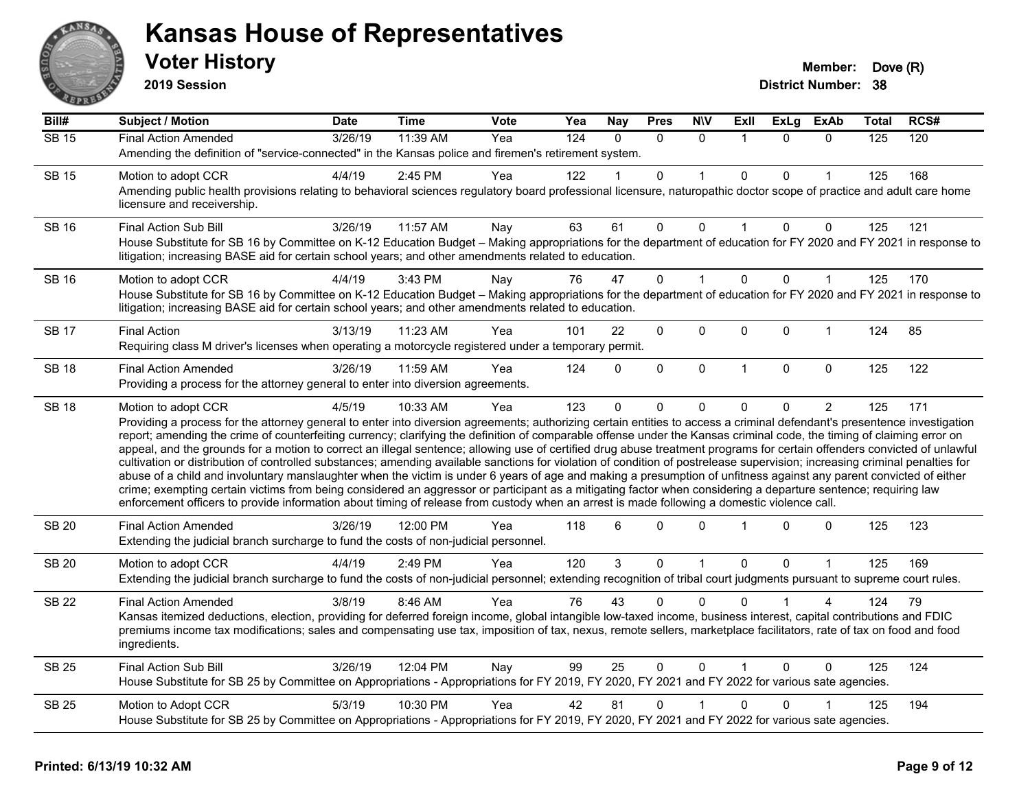# Kansas House of Representatives

## Voter History

**2019 Session**

**Member:** Dove (R)
**District Number:** 38

| Bill# | Subject / Motion | Date | Time | Vote | Yea | Nay | Pres | N\V | ExII | ExLg | ExAb | Total | RCS# |
|---|---|---|---|---|---|---|---|---|---|---|---|---|---|
| SB 15 | Final Action Amended | 3/26/19 | 11:39 AM | Yea | 124 | 0 | 0 | 0 | 1 | 0 | 0 | 125 | 120 |
| | Amending the definition of "service-connected" in the Kansas police and firemen's retirement system. | | | | | | | | | | | | |
| SB 15 | Motion to adopt CCR | 4/4/19 | 2:45 PM | Yea | 122 | 1 | 0 | 1 | 0 | 0 | 1 | 125 | 168 |
| | Amending public health provisions relating to behavioral sciences regulatory board professional licensure, naturopathic doctor scope of practice and adult care home licensure and receivership. | | | | | | | | | | | | |
| SB 16 | Final Action Sub Bill | 3/26/19 | 11:57 AM | Nay | 63 | 61 | 0 | 0 | 1 | 0 | 0 | 125 | 121 |
| | House Substitute for SB 16 by Committee on K-12 Education Budget – Making appropriations for the department of education for FY 2020 and FY 2021 in response to litigation; increasing BASE aid for certain school years; and other amendments related to education. | | | | | | | | | | | | |
| SB 16 | Motion to adopt CCR | 4/4/19 | 3:43 PM | Nay | 76 | 47 | 0 | 1 | 0 | 0 | 1 | 125 | 170 |
| | House Substitute for SB 16 by Committee on K-12 Education Budget – Making appropriations for the department of education for FY 2020 and FY 2021 in response to litigation; increasing BASE aid for certain school years; and other amendments related to education. | | | | | | | | | | | | |
| SB 17 | Final Action | 3/13/19 | 11:23 AM | Yea | 101 | 22 | 0 | 0 | 0 | 0 | 1 | 124 | 85 |
| | Requiring class M driver's licenses when operating a motorcycle registered under a temporary permit. | | | | | | | | | | | | |
| SB 18 | Final Action Amended | 3/26/19 | 11:59 AM | Yea | 124 | 0 | 0 | 0 | 1 | 0 | 0 | 125 | 122 |
| | Providing a process for the attorney general to enter into diversion agreements. | | | | | | | | | | | | |
| SB 18 | Motion to adopt CCR | 4/5/19 | 10:33 AM | Yea | 123 | 0 | 0 | 0 | 0 | 0 | 2 | 125 | 171 |
| | Providing a process for the attorney general to enter into diversion agreements; authorizing certain entities to access a criminal defendant's presentence investigation report; amending the crime of counterfeiting currency; clarifying the definition of comparable offense under the Kansas criminal code, the timing of claiming error on appeal, and the grounds for a motion to correct an illegal sentence; allowing use of certified drug abuse treatment programs for certain offenders convicted of unlawful cultivation or distribution of controlled substances; amending available sanctions for violation of condition of postrelease supervision; increasing criminal penalties for abuse of a child and involuntary manslaughter when the victim is under 6 years of age and making a presumption of unfitness against any parent convicted of either crime; exempting certain victims from being considered an aggressor or participant as a mitigating factor when considering a departure sentence; requiring law enforcement officers to provide information about timing of release from custody when an arrest is made following a domestic violence call. | | | | | | | | | | | | |
| SB 20 | Final Action Amended | 3/26/19 | 12:00 PM | Yea | 118 | 6 | 0 | 0 | 1 | 0 | 0 | 125 | 123 |
| | Extending the judicial branch surcharge to fund the costs of non-judicial personnel. | | | | | | | | | | | | |
| SB 20 | Motion to adopt CCR | 4/4/19 | 2:49 PM | Yea | 120 | 3 | 0 | 1 | 0 | 0 | 1 | 125 | 169 |
| | Extending the judicial branch surcharge to fund the costs of non-judicial personnel; extending recognition of tribal court judgments pursuant to supreme court rules. | | | | | | | | | | | | |
| SB 22 | Final Action Amended | 3/8/19 | 8:46 AM | Yea | 76 | 43 | 0 | 0 | 0 | 1 | 4 | 124 | 79 |
| | Kansas itemized deductions, election, providing for deferred foreign income, global intangible low-taxed income, business interest, capital contributions and FDIC premiums income tax modifications; sales and compensating use tax, imposition of tax, nexus, remote sellers, marketplace facilitators, rate of tax on food and food ingredients. | | | | | | | | | | | | |
| SB 25 | Final Action Sub Bill | 3/26/19 | 12:04 PM | Nay | 99 | 25 | 0 | 0 | 1 | 0 | 0 | 125 | 124 |
| | House Substitute for SB 25 by Committee on Appropriations - Appropriations for FY 2019, FY 2020, FY 2021 and FY 2022 for various sate agencies. | | | | | | | | | | | | |
| SB 25 | Motion to Adopt CCR | 5/3/19 | 10:30 PM | Yea | 42 | 81 | 0 | 1 | 0 | 0 | 1 | 125 | 194 |
| | House Substitute for SB 25 by Committee on Appropriations - Appropriations for FY 2019, FY 2020, FY 2021 and FY 2022 for various sate agencies. | | | | | | | | | | | | |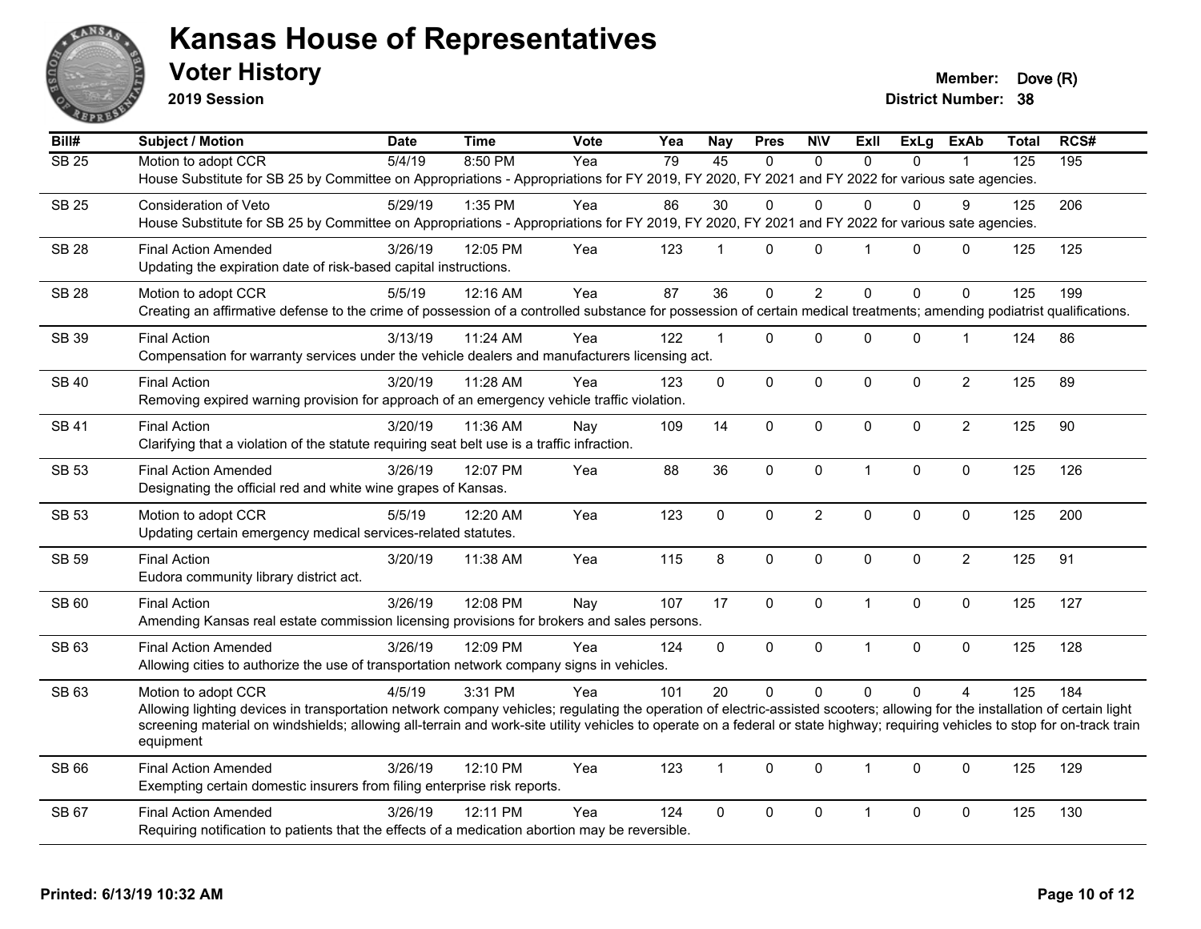# Kansas House of Representatives

## Voter History

**2019 Session**

**Member:** Dove (R)
**District Number:** 38

| Bill# | Subject / Motion | Date | Time | Vote | Yea | Nay | Pres | N\V | ExII | ExLg | ExAb | Total | RCS# |
|---|---|---|---|---|---|---|---|---|---|---|---|---|---|
| SB 25 | Motion to adopt CCR | 5/4/19 | 8:50 PM | Yea | 79 | 45 | 0 | 0 | 0 | 0 | 1 | 125 | 195 |
| | House Substitute for SB 25 by Committee on Appropriations - Appropriations for FY 2019, FY 2020, FY 2021 and FY 2022 for various sate agencies. | | | | | | | | | | | | |
| SB 25 | Consideration of Veto | 5/29/19 | 1:35 PM | Yea | 86 | 30 | 0 | 0 | 0 | 0 | 9 | 125 | 206 |
| | House Substitute for SB 25 by Committee on Appropriations - Appropriations for FY 2019, FY 2020, FY 2021 and FY 2022 for various sate agencies. | | | | | | | | | | | | |
| SB 28 | Final Action Amended | 3/26/19 | 12:05 PM | Yea | 123 | 1 | 0 | 0 | 1 | 0 | 0 | 125 | 125 |
| | Updating the expiration date of risk-based capital instructions. | | | | | | | | | | | | |
| SB 28 | Motion to adopt CCR | 5/5/19 | 12:16 AM | Yea | 87 | 36 | 0 | 2 | 0 | 0 | 0 | 125 | 199 |
| | Creating an affirmative defense to the crime of possession of a controlled substance for possession of certain medical treatments; amending podiatrist qualifications. | | | | | | | | | | | | |
| SB 39 | Final Action | 3/13/19 | 11:24 AM | Yea | 122 | 1 | 0 | 0 | 0 | 0 | 1 | 124 | 86 |
| | Compensation for warranty services under the vehicle dealers and manufacturers licensing act. | | | | | | | | | | | | |
| SB 40 | Final Action | 3/20/19 | 11:28 AM | Yea | 123 | 0 | 0 | 0 | 0 | 0 | 2 | 125 | 89 |
| | Removing expired warning provision for approach of an emergency vehicle traffic violation. | | | | | | | | | | | | |
| SB 41 | Final Action | 3/20/19 | 11:36 AM | Nay | 109 | 14 | 0 | 0 | 0 | 0 | 2 | 125 | 90 |
| | Clarifying that a violation of the statute requiring seat belt use is a traffic infraction. | | | | | | | | | | | | |
| SB 53 | Final Action Amended | 3/26/19 | 12:07 PM | Yea | 88 | 36 | 0 | 0 | 1 | 0 | 0 | 125 | 126 |
| | Designating the official red and white wine grapes of Kansas. | | | | | | | | | | | | |
| SB 53 | Motion to adopt CCR | 5/5/19 | 12:20 AM | Yea | 123 | 0 | 0 | 2 | 0 | 0 | 0 | 125 | 200 |
| | Updating certain emergency medical services-related statutes. | | | | | | | | | | | | |
| SB 59 | Final Action | 3/20/19 | 11:38 AM | Yea | 115 | 8 | 0 | 0 | 0 | 0 | 2 | 125 | 91 |
| | Eudora community library district act. | | | | | | | | | | | | |
| SB 60 | Final Action | 3/26/19 | 12:08 PM | Nay | 107 | 17 | 0 | 0 | 1 | 0 | 0 | 125 | 127 |
| | Amending Kansas real estate commission licensing provisions for brokers and sales persons. | | | | | | | | | | | | |
| SB 63 | Final Action Amended | 3/26/19 | 12:09 PM | Yea | 124 | 0 | 0 | 0 | 1 | 0 | 0 | 125 | 128 |
| | Allowing cities to authorize the use of transportation network company signs in vehicles. | | | | | | | | | | | | |
| SB 63 | Motion to adopt CCR | 4/5/19 | 3:31 PM | Yea | 101 | 20 | 0 | 0 | 0 | 0 | 4 | 125 | 184 |
| | Allowing lighting devices in transportation network company vehicles; regulating the operation of electric-assisted scooters; allowing for the installation of certain light screening material on windshields; allowing all-terrain and work-site utility vehicles to operate on a federal or state highway; requiring vehicles to stop for on-track train equipment | | | | | | | | | | | | |
| SB 66 | Final Action Amended | 3/26/19 | 12:10 PM | Yea | 123 | 1 | 0 | 0 | 1 | 0 | 0 | 125 | 129 |
| | Exempting certain domestic insurers from filing enterprise risk reports. | | | | | | | | | | | | |
| SB 67 | Final Action Amended | 3/26/19 | 12:11 PM | Yea | 124 | 0 | 0 | 0 | 1 | 0 | 0 | 125 | 130 |
| | Requiring notification to patients that the effects of a medication abortion may be reversible. | | | | | | | | | | | | |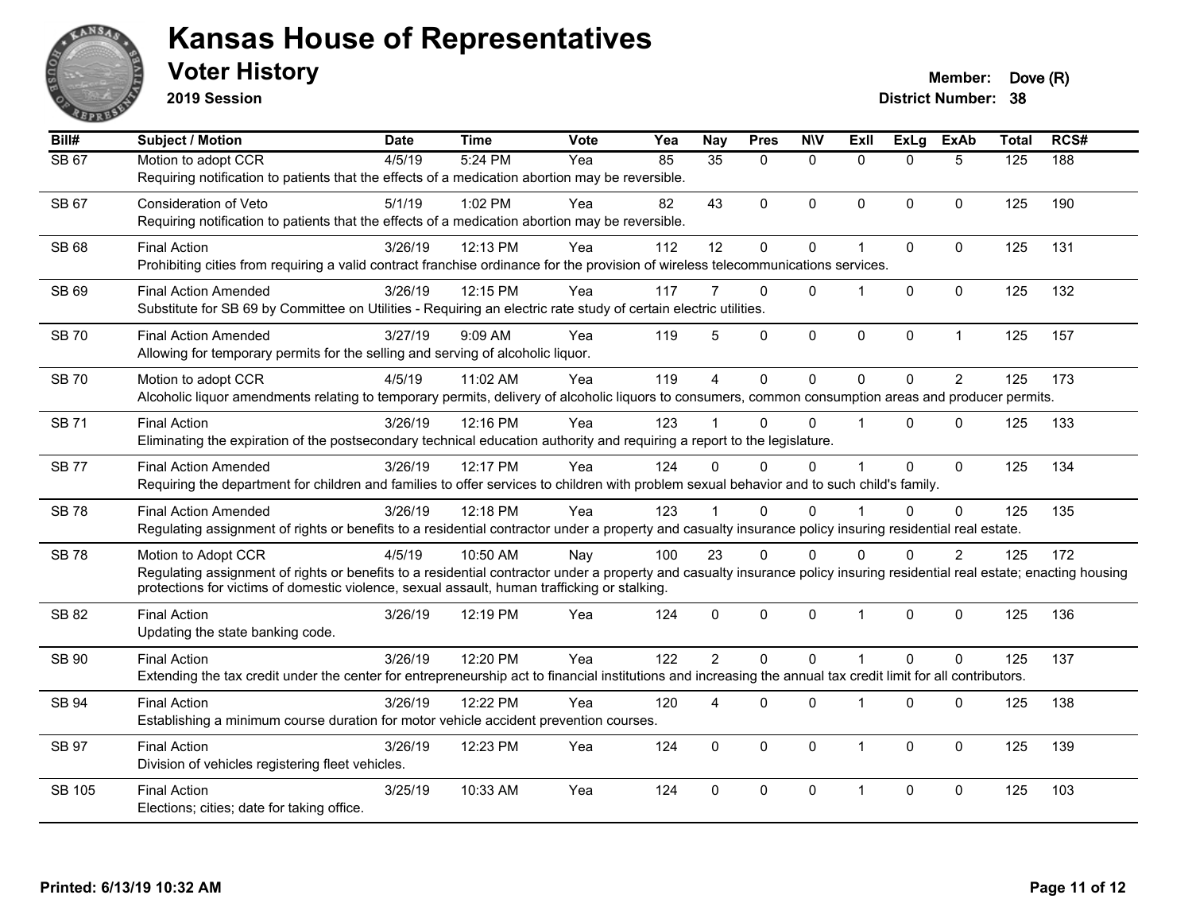# Kansas House of Representatives

## Voter History

**2019 Session**

**Member:** Dove (R)
**District Number:** 38

| Bill# | Subject / Motion | Date | Time | Vote | Yea | Nay | Pres | N\V | ExII | ExLg | ExAb | Total | RCS# |
|---|---|---|---|---|---|---|---|---|---|---|---|---|---|
| SB 67 | Motion to adopt CCR | 4/5/19 | 5:24 PM | Yea | 85 | 35 | 0 | 0 | 0 | 0 | 5 | 125 | 188 |
| | Requiring notification to patients that the effects of a medication abortion may be reversible. | | | | | | | | | | | | |
| SB 67 | Consideration of Veto | 5/1/19 | 1:02 PM | Yea | 82 | 43 | 0 | 0 | 0 | 0 | 0 | 125 | 190 |
| | Requiring notification to patients that the effects of a medication abortion may be reversible. | | | | | | | | | | | | |
| SB 68 | Final Action | 3/26/19 | 12:13 PM | Yea | 112 | 12 | 0 | 0 | 1 | 0 | 0 | 125 | 131 |
| | Prohibiting cities from requiring a valid contract franchise ordinance for the provision of wireless telecommunications services. | | | | | | | | | | | | |
| SB 69 | Final Action Amended | 3/26/19 | 12:15 PM | Yea | 117 | 7 | 0 | 0 | 1 | 0 | 0 | 125 | 132 |
| | Substitute for SB 69 by Committee on Utilities - Requiring an electric rate study of certain electric utilities. | | | | | | | | | | | | |
| SB 70 | Final Action Amended | 3/27/19 | 9:09 AM | Yea | 119 | 5 | 0 | 0 | 0 | 0 | 1 | 125 | 157 |
| | Allowing for temporary permits for the selling and serving of alcoholic liquor. | | | | | | | | | | | | |
| SB 70 | Motion to adopt CCR | 4/5/19 | 11:02 AM | Yea | 119 | 4 | 0 | 0 | 0 | 0 | 2 | 125 | 173 |
| | Alcoholic liquor amendments relating to temporary permits, delivery of alcoholic liquors to consumers, common consumption areas and producer permits. | | | | | | | | | | | | |
| SB 71 | Final Action | 3/26/19 | 12:16 PM | Yea | 123 | 1 | 0 | 0 | 1 | 0 | 0 | 125 | 133 |
| | Eliminating the expiration of the postsecondary technical education authority and requiring a report to the legislature. | | | | | | | | | | | | |
| SB 77 | Final Action Amended | 3/26/19 | 12:17 PM | Yea | 124 | 0 | 0 | 0 | 1 | 0 | 0 | 125 | 134 |
| | Requiring the department for children and families to offer services to children with problem sexual behavior and to such child's family. | | | | | | | | | | | | |
| SB 78 | Final Action Amended | 3/26/19 | 12:18 PM | Yea | 123 | 1 | 0 | 0 | 1 | 0 | 0 | 125 | 135 |
| | Regulating assignment of rights or benefits to a residential contractor under a property and casualty insurance policy insuring residential real estate. | | | | | | | | | | | | |
| SB 78 | Motion to Adopt CCR | 4/5/19 | 10:50 AM | Nay | 100 | 23 | 0 | 0 | 0 | 0 | 2 | 125 | 172 |
| | Regulating assignment of rights or benefits to a residential contractor under a property and casualty insurance policy insuring residential real estate; enacting housing protections for victims of domestic violence, sexual assault, human trafficking or stalking. | | | | | | | | | | | | |
| SB 82 | Final Action | 3/26/19 | 12:19 PM | Yea | 124 | 0 | 0 | 0 | 1 | 0 | 0 | 125 | 136 |
| | Updating the state banking code. | | | | | | | | | | | | |
| SB 90 | Final Action | 3/26/19 | 12:20 PM | Yea | 122 | 2 | 0 | 0 | 1 | 0 | 0 | 125 | 137 |
| | Extending the tax credit under the center for entrepreneurship act to financial institutions and increasing the annual tax credit limit for all contributors. | | | | | | | | | | | | |
| SB 94 | Final Action | 3/26/19 | 12:22 PM | Yea | 120 | 4 | 0 | 0 | 1 | 0 | 0 | 125 | 138 |
| | Establishing a minimum course duration for motor vehicle accident prevention courses. | | | | | | | | | | | | |
| SB 97 | Final Action | 3/26/19 | 12:23 PM | Yea | 124 | 0 | 0 | 0 | 1 | 0 | 0 | 125 | 139 |
| | Division of vehicles registering fleet vehicles. | | | | | | | | | | | | |
| SB 105 | Final Action | 3/25/19 | 10:33 AM | Yea | 124 | 0 | 0 | 0 | 1 | 0 | 0 | 125 | 103 |
| | Elections; cities; date for taking office. | | | | | | | | | | | | |

Printed: 6/13/19 10:32 AM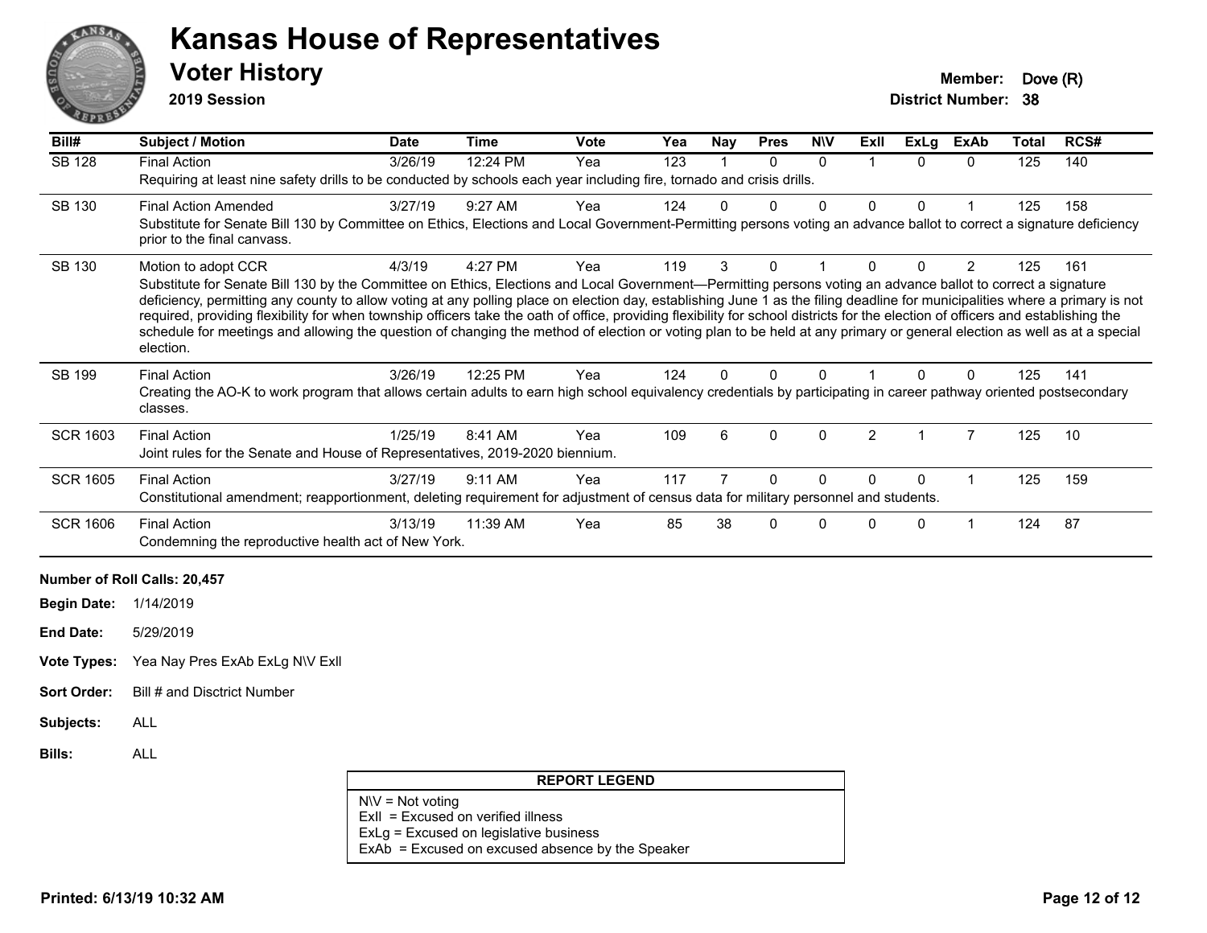# Kansas House of Representatives

## Voter History

**2019 Session**

**Member:** Dove (R)
**District Number:** 38

| Bill# | Subject / Motion | Date | Time | Vote | Yea | Nay | Pres | N\V | ExIl | ExLg | ExAb | Total | RCS# |
|---|---|---|---|---|---|---|---|---|---|---|---|---|---|
| SB 128 | Final Action | 3/26/19 | 12:24 PM | Yea | 123 | 1 | 0 | 0 | 1 | 0 | 0 | 125 | 140 |
| | Requiring at least nine safety drills to be conducted by schools each year including fire, tornado and crisis drills. | | | | | | | | | | | | |
| SB 130 | Final Action Amended | 3/27/19 | 9:27 AM | Yea | 124 | 0 | 0 | 0 | 0 | 0 | 1 | 125 | 158 |
| | Substitute for Senate Bill 130 by Committee on Ethics, Elections and Local Government-Permitting persons voting an advance ballot to correct a signature deficiency prior to the final canvass. | | | | | | | | | | | | |
| SB 130 | Motion to adopt CCR | 4/3/19 | 4:27 PM | Yea | 119 | 3 | 0 | 1 | 0 | 0 | 2 | 125 | 161 |
| | Substitute for Senate Bill 130 by the Committee on Ethics, Elections and Local Government—Permitting persons voting an advance ballot to correct a signature deficiency, permitting any county to allow voting at any polling place on election day, establishing June 1 as the filing deadline for municipalities where a primary is not required, providing flexibility for when township officers take the oath of office, providing flexibility for school districts for the election of officers and establishing the schedule for meetings and allowing the question of changing the method of election or voting plan to be held at any primary or general election as well as at a special election. | | | | | | | | | | | | |
| SB 199 | Final Action | 3/26/19 | 12:25 PM | Yea | 124 | 0 | 0 | 0 | 1 | 0 | 0 | 125 | 141 |
| | Creating the AO-K to work program that allows certain adults to earn high school equivalency credentials by participating in career pathway oriented postsecondary classes. | | | | | | | | | | | | |
| SCR 1603 | Final Action | 1/25/19 | 8:41 AM | Yea | 109 | 6 | 0 | 0 | 2 | 1 | 7 | 125 | 10 |
| | Joint rules for the Senate and House of Representatives, 2019-2020 biennium. | | | | | | | | | | | | |
| SCR 1605 | Final Action | 3/27/19 | 9:11 AM | Yea | 117 | 7 | 0 | 0 | 0 | 0 | 1 | 125 | 159 |
| | Constitutional amendment; reapportionment, deleting requirement for adjustment of census data for military personnel and students. | | | | | | | | | | | | |
| SCR 1606 | Final Action | 3/13/19 | 11:39 AM | Yea | 85 | 38 | 0 | 0 | 0 | 0 | 1 | 124 | 87 |
| | Condemning the reproductive health act of New York. | | | | | | | | | | | | |

**Number of Roll Calls: 20,457**

**Begin Date:** 1/14/2019

**End Date:** 5/29/2019

**Vote Types:** Yea Nay Pres ExAb ExLg N\V ExIl

**Sort Order:** Bill # and Disctrict Number

**Subjects:** ALL

**Bills:** ALL

**REPORT LEGEND**

N\V = Not voting
ExIl = Excused on verified illness
ExLg = Excused on legislative business
ExAb = Excused on excused absence by the Speaker

**Printed: 6/13/19 10:32 AM**